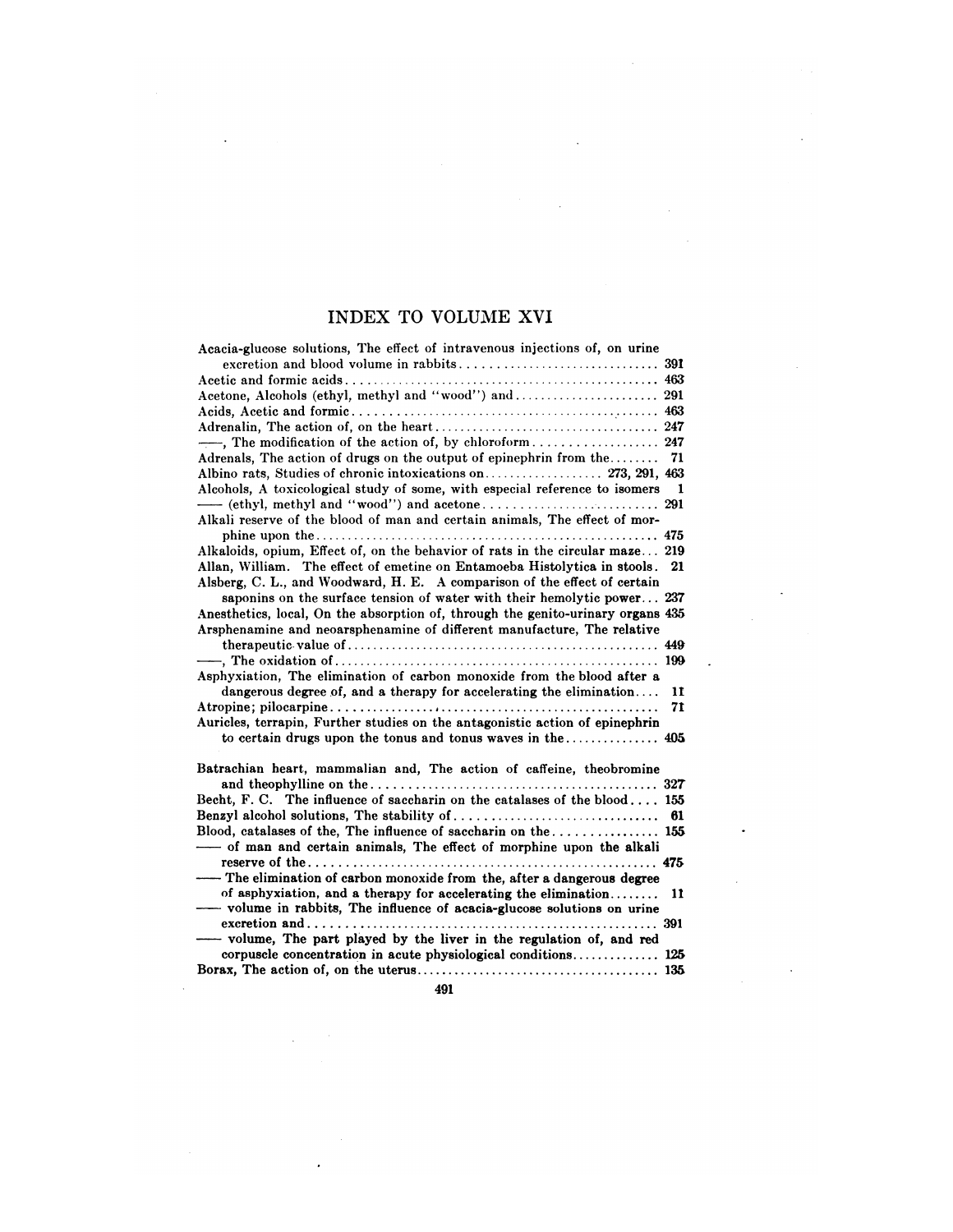# INDEX TO VOLUME XVI

Acacia-glucose solutions, The effect of intravenous injections of, on urine excretion and blood volume in rabbits .... 391

Acetic and formic acids .... 463

Acetone, Alcohols (ethyl, methyl and "wood") and .... 291

Acids, Acetic and formic .... 463

Adrenalin, The action of, on the heart .... 247

——, The modification of the action of, by chloroform .... 247

Adrenals, The action of drugs on the output of epinephrin from the .... 71

Albino rats, Studies of chronic intoxications on .... 273, 291, 463

Alcohols, A toxicological study of some, with especial reference to isomers 1

—— (ethyl, methyl and "wood") and acetone .... 291

Alkali reserve of the blood of man and certain animals, The effect of morphine upon the .... 475

Alkaloids, opium, Effect of, on the behavior of rats in the circular maze ... 219

Allan, William. The effect of emetine on Entamoeba Histolytica in stools. 21

Alsberg, C. L., and Woodward, H. E. A comparison of the effect of certain saponins on the surface tension of water with their hemolytic power ... 237

Anesthetics, local, On the absorption of, through the genito-urinary organs 435

Arsphenamine and neoarsphenamine of different manufacture, The relative therapeutic value of .... 449

——, The oxidation of .... 199

Asphyxiation, The elimination of carbon monoxide from the blood after a dangerous degree of, and a therapy for accelerating the elimination .... 11

Atropine; pilocarpine .... 71

Auricles, terrapin, Further studies on the antagonistic action of epinephrin to certain drugs upon the tonus and tonus waves in the .... 405

Batrachian heart, mammalian and, The action of caffeine, theobromine and theophylline on the .... 327

Becht, F. C. The influence of saccharin on the catalases of the blood .... 155

Benzyl alcohol solutions, The stability of .... 61

Blood, catalases of the, The influence of saccharin on the .... 155

—— of man and certain animals, The effect of morphine upon the alkali reserve of the .... 475

—— The elimination of carbon monoxide from the, after a dangerous degree of asphyxiation, and a therapy for accelerating the elimination .... 11

—— volume in rabbits, The influence of acacia-glucose solutions on urine excretion and .... 391

—— volume, The part played by the liver in the regulation of, and red corpuscle concentration in acute physiological conditions .... 125

Borax, The action of, on the uterus .... 135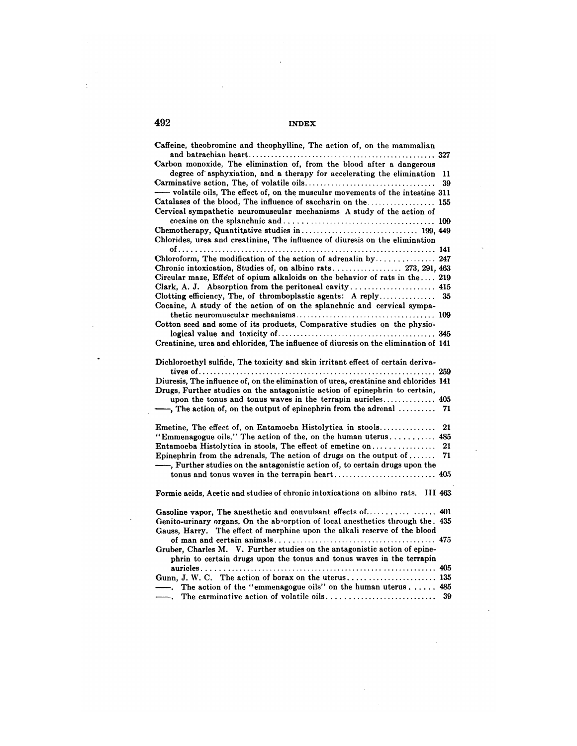Caffeine, theobromine and theophylline, The action of, on the mammalian and batrachian heart .................................................. 327

Carbon monoxide, The elimination of, from the blood after a dangerous degree of asphyxiation, and a therapy for accelerating the elimination 11

Carminative action, The, of volatile oils .................................. 39

—— volatile oils, The effect of, on the muscular movements of the intestine 311

Catalases of the blood, The influence of saccharin on the .................. 155

Cervical sympathetic neuromuscular mechanisms, A study of the action of cocaine on the splanchnic and ........................................ 109

Chemotherapy, Quantitative studies in ............................... 199, 449

Chlorides, urea and creatinine, The influence of diuresis on the elimination of .................................................................... 141

Chloroform, The modification of the action of adrenalin by ............... 247

Chronic intoxication, Studies of, on albino rats .................. 273, 291, 463

Circular maze, Effect of opium alkaloids on the behavior of rats in the .... 219

Clark, A. J. Absorption from the peritoneal cavity ...................... 415

Clotting efficiency, The, of thromboplastic agents: A reply ............... 35

Cocaine, A study of the action of on the splanchnic and cervical sympathetic neuromuscular mechanisms .................................... 109

Cotton seed and some of its products, Comparative studies on the physiological value and toxicity of .......................................... 345

Creatinine, urea and chlorides, The influence of diuresis on the elimination of 141

Dichloroethyl sulfide, The toxicity and skin irritant effect of certain derivatives of ............................................................... 259

Diuresis, The influence of, on the elimination of urea, creatinine and chlorides 141

Drugs, Further studies on the antagonistic action of epinephrin to certain, upon the tonus and tonus waves in the terrapin auricles ............. 405

——, The action of, on the output of epinephrin from the adrenal .......... 71

Emetine, The effect of, on Entamoeba Histolytica in stools ............... 21

"Emmenagogue oils," The action of the, on the human uterus ........... 485

Entamoeba Histolytica in stools, The effect of emetine on ................ 21

Epinephrin from the adrenals, The action of drugs on the output of ....... 71

——, Further studies on the antagonistic action of, to certain drugs upon the tonus and tonus waves in the terrapin heart ........................... 405

Formic acids, Acetic and studies of chronic intoxications on albino rats. III 463

Gasoline vapor, The anesthetic and convulsant effects of ........... ...... 401

Genito-urinary organs, On the absorption of local anesthetics through the. 435

Gauss, Harry. The effect of morphine upon the alkali reserve of the blood of man and certain animals .......................................... 475

Gruber, Charles M. V. Further studies on the antagonistic action of epinephrin to certain drugs upon the tonus and tonus waves in the terrapin auricles ............................................................ 405

Gunn, J. W. C. The action of borax on the uterus ....................... 135

——. The action of the "emmenagogue oils" on the human uterus ...... 485

——. The carminative action of volatile oils ............................ 39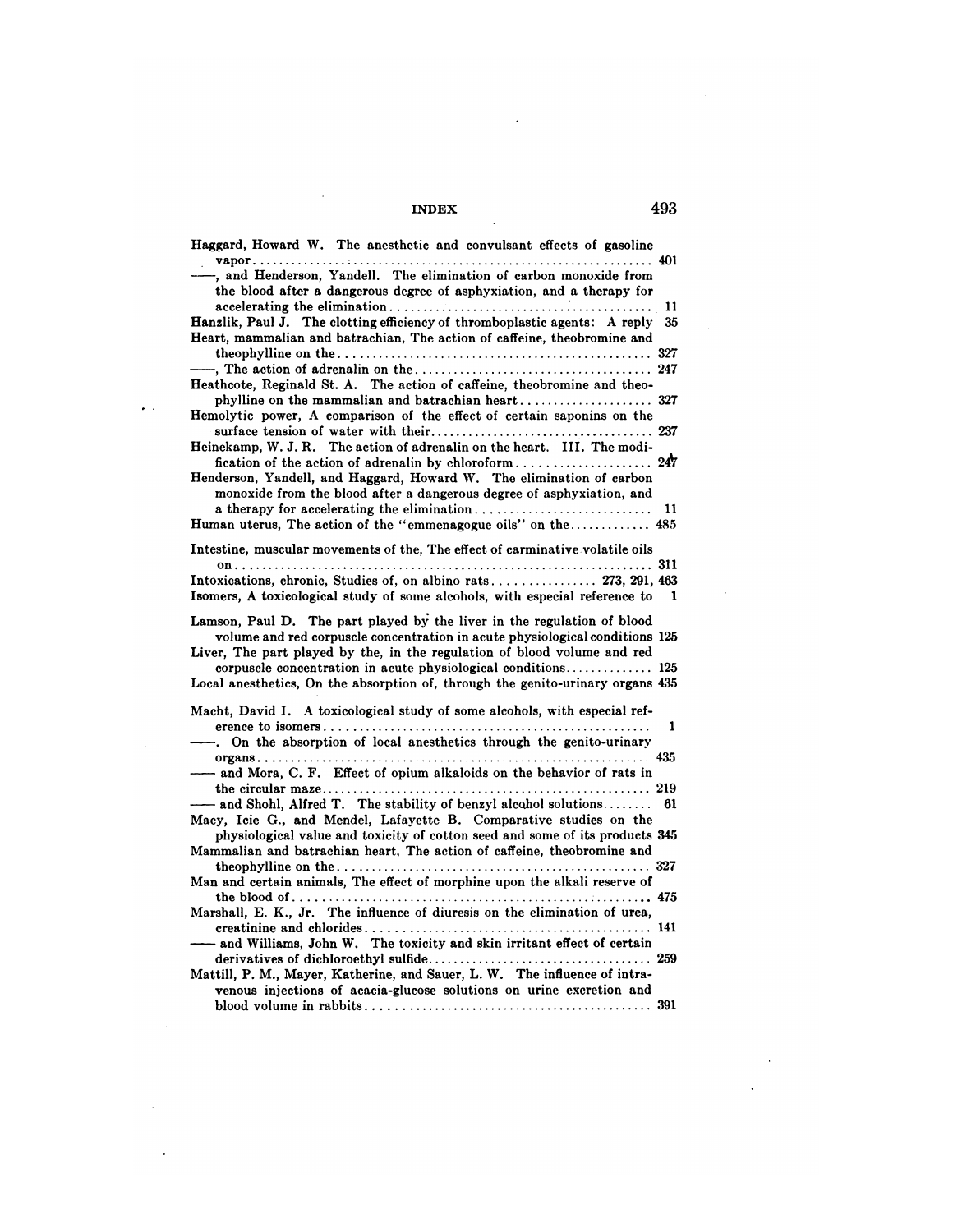Haggard, Howard W. The anesthetic and convulsant effects of gasoline vapor .......... 401

——, and Henderson, Yandell. The elimination of carbon monoxide from the blood after a dangerous degree of asphyxiation, and a therapy for accelerating the elimination .......... 11

Hanzlik, Paul J. The clotting efficiency of thromboplastic agents: A reply 35

Heart, mammalian and batrachian, The action of caffeine, theobromine and theophylline on the .......... 327

——, The action of adrenalin on the .......... 247

Heathcote, Reginald St. A. The action of caffeine, theobromine and theophylline on the mammalian and batrachian heart .......... 327

Hemolytic power, A comparison of the effect of certain saponins on the surface tension of water with their .......... 237

Heinekamp, W. J. R. The action of adrenalin on the heart. III. The modification of the action of adrenalin by chloroform .......... 247

Henderson, Yandell, and Haggard, Howard W. The elimination of carbon monoxide from the blood after a dangerous degree of asphyxiation, and a therapy for accelerating the elimination .......... 11

Human uterus, The action of the "emmenagogue oils" on the .......... 485

Intestine, muscular movements of the, The effect of carminative volatile oils on .......... 311

Intoxications, chronic, Studies of, on albino rats .......... 273, 291, 463

Isomers, A toxicological study of some alcohols, with especial reference to 1

Lamson, Paul D. The part played by the liver in the regulation of blood volume and red corpuscle concentration in acute physiological conditions 125

Liver, The part played by the, in the regulation of blood volume and red corpuscle concentration in acute physiological conditions .......... 125

Local anesthetics, On the absorption of, through the genito-urinary organs 435

Macht, David I. A toxicological study of some alcohols, with especial reference to isomers .......... 1

——. On the absorption of local anesthetics through the genito-urinary organs .......... 435

—— and Mora, C. F. Effect of opium alkaloids on the behavior of rats in the circular maze .......... 219

—— and Shohl, Alfred T. The stability of benzyl alcohol solutions .......... 61

Macy, Icie G., and Mendel, Lafayette B. Comparative studies on the physiological value and toxicity of cotton seed and some of its products 345

Mammalian and batrachian heart, The action of caffeine, theobromine and theophylline on the .......... 327

Man and certain animals, The effect of morphine upon the alkali reserve of the blood of .......... 475

Marshall, E. K., Jr. The influence of diuresis on the elimination of urea, creatinine and chlorides .......... 141

—— and Williams, John W. The toxicity and skin irritant effect of certain derivatives of dichloroethyl sulfide .......... 259

Mattill, P. M., Mayer, Katherine, and Sauer, L. W. The influence of intravenous injections of acacia-glucose solutions on urine excretion and blood volume in rabbits .......... 391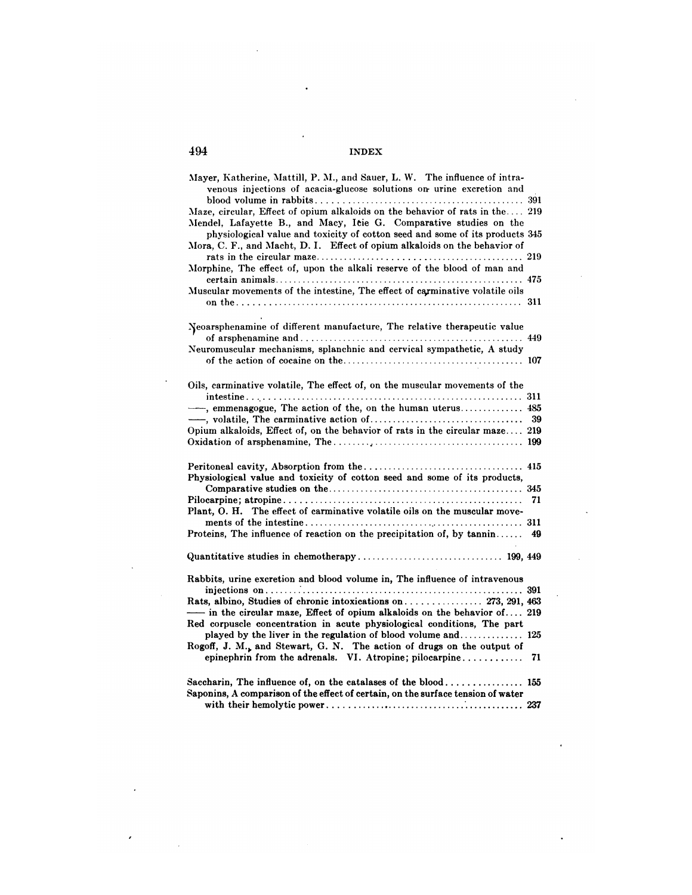# INDEX

Mayer, Katherine, Mattill, P. M., and Sauer, L. W. The influence of intravenous injections of acacia-glucose solutions on urine excretion and blood volume in rabbits ............ 391
Maze, circular, Effect of opium alkaloids on the behavior of rats in the .... 219
Mendel, Lafayette B., and Macy, Icie G. Comparative studies on the physiological value and toxicity of cotton seed and some of its products 345
Mora, C. F., and Macht, D. I. Effect of opium alkaloids on the behavior of rats in the circular maze ............ 219
Morphine, The effect of, upon the alkali reserve of the blood of man and certain animals ............ 475
Muscular movements of the intestine, The effect of carminative volatile oils on the ............ 311

Neoarsphenamine of different manufacture, The relative therapeutic value of arsphenamine and ............ 449
Neuromuscular mechanisms, splanchnic and cervical sympathetic, A study of the action of cocaine on the ............ 107

Oils, carminative volatile, The effect of, on the muscular movements of the intestine ............ 311
——, emmenagogue, The action of the, on the human uterus ............ 485
——, volatile, The carminative action of ............ 39
Opium alkaloids, Effect of, on the behavior of rats in the circular maze .... 219
Oxidation of arsphenamine, The ............ 199

Peritoneal cavity, Absorption from the ............ 415
Physiological value and toxicity of cotton seed and some of its products, Comparative studies on the ............ 345
Pilocarpine; atropine ............ 71
Plant, O. H. The effect of carminative volatile oils on the muscular movements of the intestine ............ 311
Proteins, The influence of reaction on the precipitation of, by tannin ...... 49

Quantitative studies in chemotherapy ............ 199, 449

Rabbits, urine excretion and blood volume in, The influence of intravenous injections on ............ 391
Rats, albino, Studies of chronic intoxications on ............ 273, 291, 463
—— in the circular maze, Effect of opium alkaloids on the behavior of .... 219
Red corpuscle concentration in acute physiological conditions, The part played by the liver in the regulation of blood volume and ............ 125
Rogoff, J. M., and Stewart, G. N. The action of drugs on the output of epinephrin from the adrenals. VI. Atropine; pilocarpine ............ 71

Saccharin, The influence of, on the catalases of the blood ............ 155
Saponins, A comparison of the effect of certain, on the surface tension of water with their hemolytic power ............ 237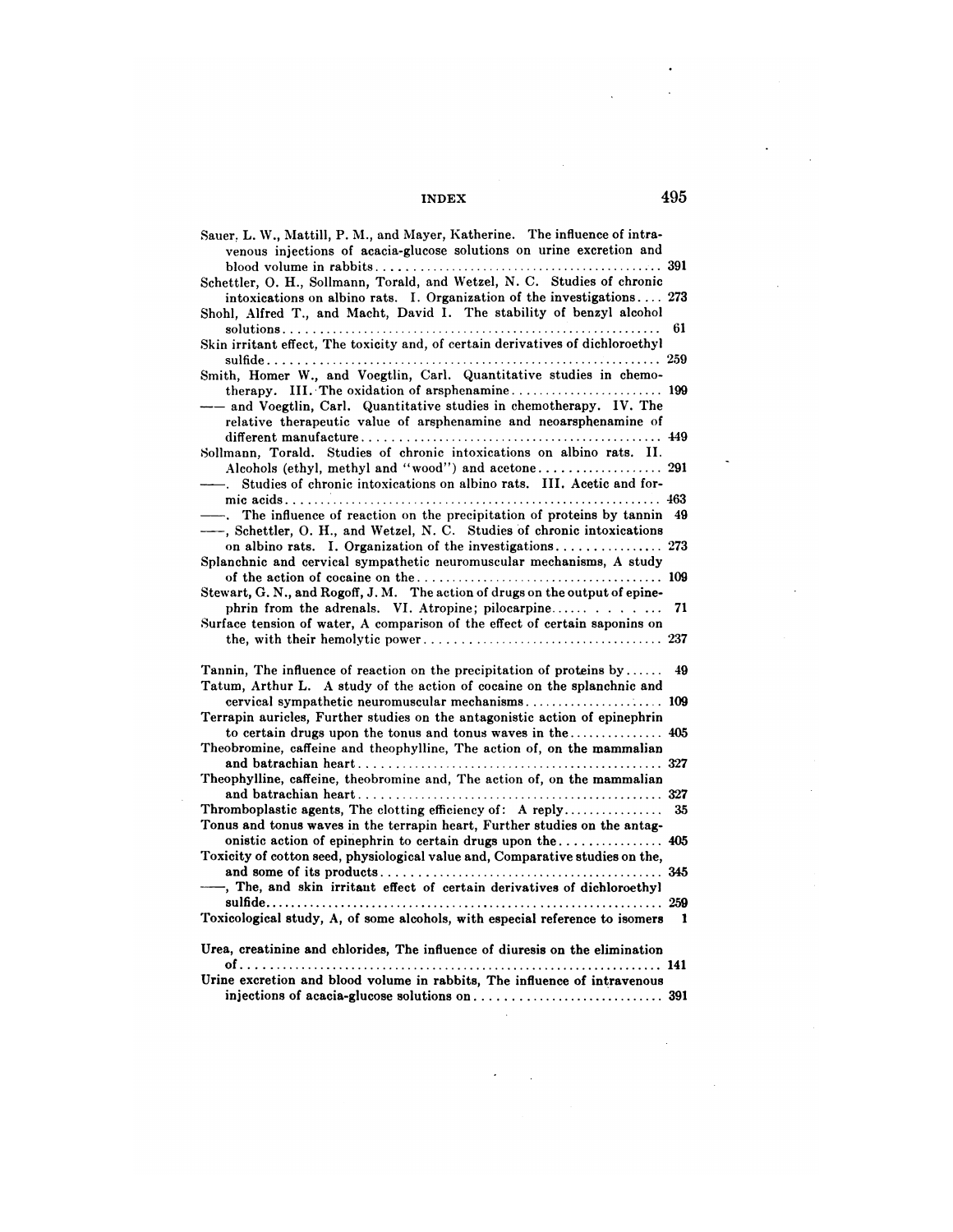Sauer, L. W., Mattill, P. M., and Mayer, Katherine. The influence of intravenous injections of acacia-glucose solutions on urine excretion and blood volume in rabbits ........ 391

Schettler, O. H., Sollmann, Torald, and Wetzel, N. C. Studies of chronic intoxications on albino rats. I. Organization of the investigations .... 273

Shohl, Alfred T., and Macht, David I. The stability of benzyl alcohol solutions ........ 61

Skin irritant effect, The toxicity and, of certain derivatives of dichloroethyl sulfide ........ 259

Smith, Homer W., and Voegtlin, Carl. Quantitative studies in chemotherapy. III. The oxidation of arsphenamine ........ 199

—— and Voegtlin, Carl. Quantitative studies in chemotherapy. IV. The relative therapeutic value of arsphenamine and neoarsphenamine of different manufacture ........ 449

Sollmann, Torald. Studies of chronic intoxications on albino rats. II. Alcohols (ethyl, methyl and "wood") and acetone ........ 291

——. Studies of chronic intoxications on albino rats. III. Acetic and formic acids ........ 463

——. The influence of reaction on the precipitation of proteins by tannin 49

——, Schettler, O. H., and Wetzel, N. C. Studies of chronic intoxications on albino rats. I. Organization of the investigations ........ 273

Splanchnic and cervical sympathetic neuromuscular mechanisms, A study of the action of cocaine on the ........ 109

Stewart, G. N., and Rogoff, J. M. The action of drugs on the output of epinephrin from the adrenals. VI. Atropine; pilocarpine ........ 71

Surface tension of water, A comparison of the effect of certain saponins on the, with their hemolytic power ........ 237

Tannin, The influence of reaction on the precipitation of proteins by ...... 49

Tatum, Arthur L. A study of the action of cocaine on the splanchnic and cervical sympathetic neuromuscular mechanisms ........ 109

Terrapin auricles, Further studies on the antagonistic action of epinephrin to certain drugs upon the tonus and tonus waves in the ........ 405

Theobromine, caffeine and theophylline, The action of, on the mammalian and batrachian heart ........ 327

Theophylline, caffeine, theobromine and, The action of, on the mammalian and batrachian heart ........ 327

Thromboplastic agents, The clotting efficiency of: A reply ........ 35

Tonus and tonus waves in the terrapin heart, Further studies on the antagonistic action of epinephrin to certain drugs upon the ........ 405

Toxicity of cotton seed, physiological value and, Comparative studies on the, and some of its products ........ 345

——, The, and skin irritant effect of certain derivatives of dichloroethyl sulfide ........ 259

Toxicological study, A, of some alcohols, with especial reference to isomers 1

Urea, creatinine and chlorides, The influence of diuresis on the elimination of ........ 141

Urine excretion and blood volume in rabbits, The influence of intravenous injections of acacia-glucose solutions on ........ 391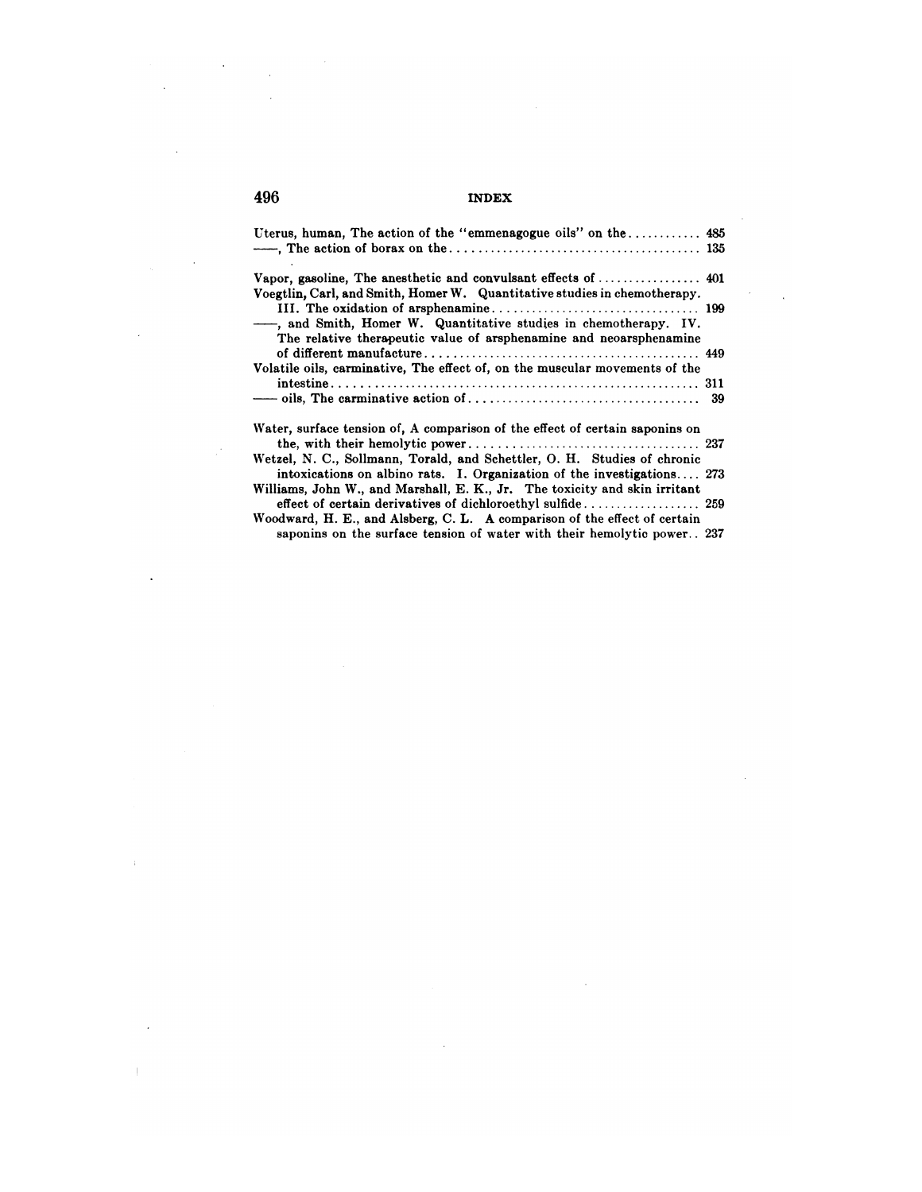Uterus, human, The action of the "emmenagogue oils" on the............ 485

——, The action of borax on the......................................... 135

Vapor, gasoline, The anesthetic and convulsant effects of................. 401

Voegtlin, Carl, and Smith, Homer W. Quantitative studies in chemotherapy. III. The oxidation of arsphenamine.................................. 199

——, and Smith, Homer W. Quantitative studies in chemotherapy. IV. The relative therapeutic value of arsphenamine and neoarsphenamine of different manufacture............................................. 449

Volatile oils, carminative, The effect of, on the muscular movements of the intestine............................................................. 311

—— oils, The carminative action of...................................... 39

Water, surface tension of, A comparison of the effect of certain saponins on the, with their hemolytic power.................................... 237

Wetzel, N. C., Sollmann, Torald, and Schettler, O. H. Studies of chronic intoxications on albino rats. I. Organization of the investigations.... 273

Williams, John W., and Marshall, E. K., Jr. The toxicity and skin irritant effect of certain derivatives of dichloroethyl sulfide.................. 259

Woodward, H. E., and Alsberg, C. L. A comparison of the effect of certain saponins on the surface tension of water with their hemolytic power.. 237